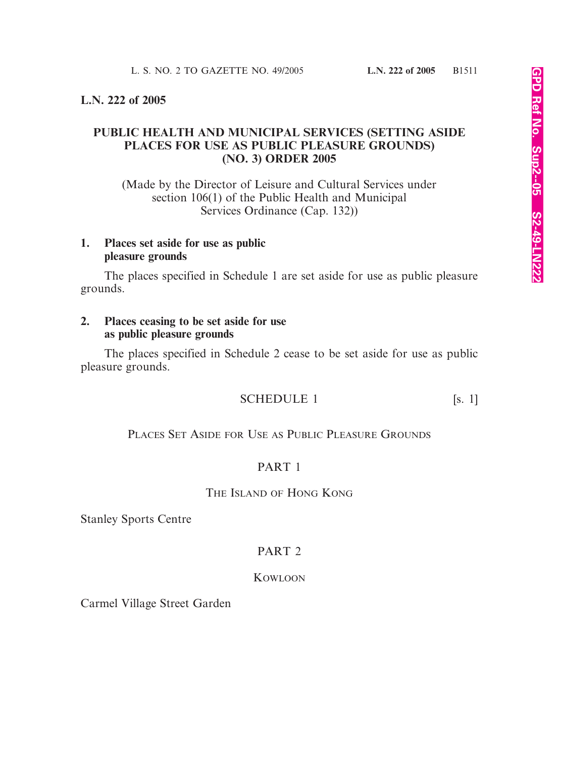**L.N. 222 of 2005**

## PUBLIC HEALTH AND MUNICIPAL SERVICES (SETTING ASIDE PLACES FOR USE AS PUBLIC PLEASURE GROUNDS) (NO. 3) ORDER 2005

(Made by the Director of Leisure and Cultural Services under section 106(1) of the Public Health and Municipal Services Ordinance (Cap. 132))

**1. Places set aside for use as public pleasure grounds**

The places specified in Schedule 1 are set aside for use as public pleasure grounds.

**2. Places ceasing to be set aside for use as public pleasure grounds**

The places specified in Schedule 2 cease to be set aside for use as public pleasure grounds.

### SCHEDULE 1 [s. 1]

PLACES SET ASIDE FOR USE AS PUBLIC PLEASURE GROUNDS

PART 1

THE ISLAND OF HONG KONG

Stanley Sports Centre

PART 2

KOWLOON

Carmel Village Street Garden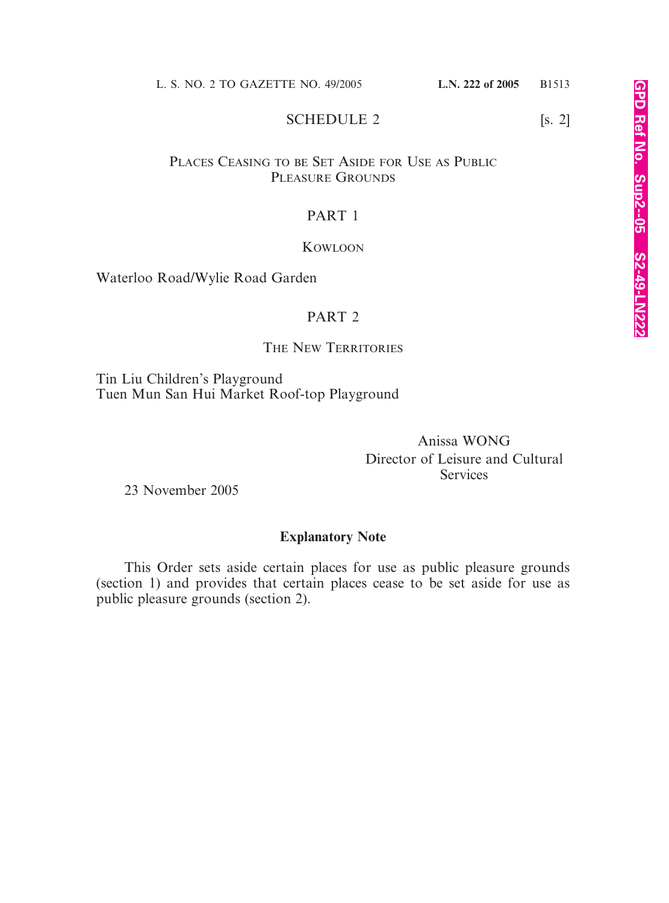## SCHEDULE 2 [s. 2]

### PLACES CEASING TO BE SET ASIDE FOR USE AS PUBLIC PLEASURE GROUNDS

#### PART 1

##### KOWLOON

Waterloo Road/Wylie Road Garden

#### PART 2

##### THE NEW TERRITORIES

Tin Liu Children's Playground
Tuen Mun San Hui Market Roof-top Playground

Anissa WONG
Director of Leisure and Cultural Services

23 November 2005

**Explanatory Note**

This Order sets aside certain places for use as public pleasure grounds (section 1) and provides that certain places cease to be set aside for use as public pleasure grounds (section 2).